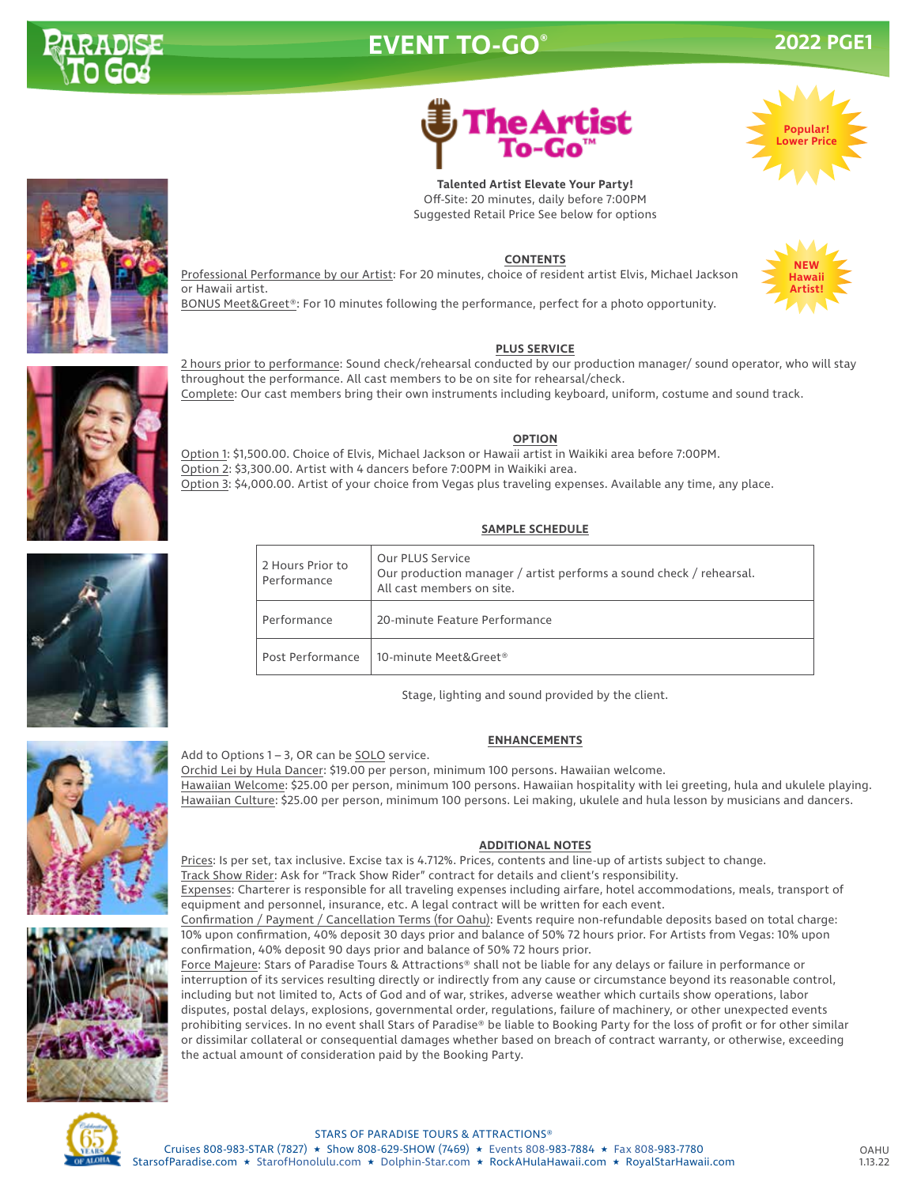# EVENT TO-GO®

2022 PGE1

## The Artist To-Go™

Popular! Lower Price

**Talented Artist Elevate Your Party!**
Off-Site: 20 minutes, daily before 7:00PM
Suggested Retail Price See below for options

### CONTENTS

NEW Hawaii Artist!

Professional Performance by our Artist: For 20 minutes, choice of resident artist Elvis, Michael Jackson or Hawaii artist.
BONUS Meet&Greet®: For 10 minutes following the performance, perfect for a photo opportunity.

### PLUS SERVICE

2 hours prior to performance: Sound check/rehearsal conducted by our production manager/ sound operator, who will stay throughout the performance. All cast members to be on site for rehearsal/check.
Complete: Our cast members bring their own instruments including keyboard, uniform, costume and sound track.

### OPTION

Option 1: $1,500.00. Choice of Elvis, Michael Jackson or Hawaii artist in Waikiki area before 7:00PM.
Option 2: $3,300.00. Artist with 4 dancers before 7:00PM in Waikiki area.
Option 3: $4,000.00. Artist of your choice from Vegas plus traveling expenses. Available any time, any place.

### SAMPLE SCHEDULE

| | |
|---|---|
| 2 Hours Prior to Performance | Our PLUS Service Our production manager / artist performs a sound check / rehearsal. All cast members on site. |
| Performance | 20-minute Feature Performance |
| Post Performance | 10-minute Meet&Greet® |

Stage, lighting and sound provided by the client.

### ENHANCEMENTS

Add to Options 1 – 3, OR can be SOLO service.
Orchid Lei by Hula Dancer: $19.00 per person, minimum 100 persons. Hawaiian welcome.
Hawaiian Welcome: $25.00 per person, minimum 100 persons. Hawaiian hospitality with lei greeting, hula and ukulele playing.
Hawaiian Culture: $25.00 per person, minimum 100 persons. Lei making, ukulele and hula lesson by musicians and dancers.

### ADDITIONAL NOTES

Prices: Is per set, tax inclusive. Excise tax is 4.712%. Prices, contents and line-up of artists subject to change.
Track Show Rider: Ask for "Track Show Rider" contract for details and client's responsibility.
Expenses: Charterer is responsible for all traveling expenses including airfare, hotel accommodations, meals, transport of equipment and personnel, insurance, etc. A legal contract will be written for each event.
Confirmation / Payment / Cancellation Terms (for Oahu): Events require non-refundable deposits based on total charge: 10% upon confirmation, 40% deposit 30 days prior and balance of 50% 72 hours prior. For Artists from Vegas: 10% upon confirmation, 40% deposit 90 days prior and balance of 50% 72 hours prior.
Force Majeure: Stars of Paradise Tours & Attractions® shall not be liable for any delays or failure in performance or interruption of its services resulting directly or indirectly from any cause or circumstance beyond its reasonable control, including but not limited to, Acts of God and of war, strikes, adverse weather which curtails show operations, labor disputes, postal delays, explosions, governmental order, regulations, failure of machinery, or other unexpected events prohibiting services. In no event shall Stars of Paradise® be liable to Booking Party for the loss of profit or for other similar or dissimilar collateral or consequential damages whether based on breach of contract warranty, or otherwise, exceeding the actual amount of consideration paid by the Booking Party.

STARS OF PARADISE TOURS & ATTRACTIONS®
Cruises 808-983-STAR (7827) ★ Show 808-629-SHOW (7469) ★ Events 808-983-7884 ★ Fax 808-983-7780
StarsofParadise.com ★ StarofHonolulu.com ★ Dolphin-Star.com ★ RockAHulaHawaii.com ★ RoyalStarHawaii.com

OAHU
1.13.22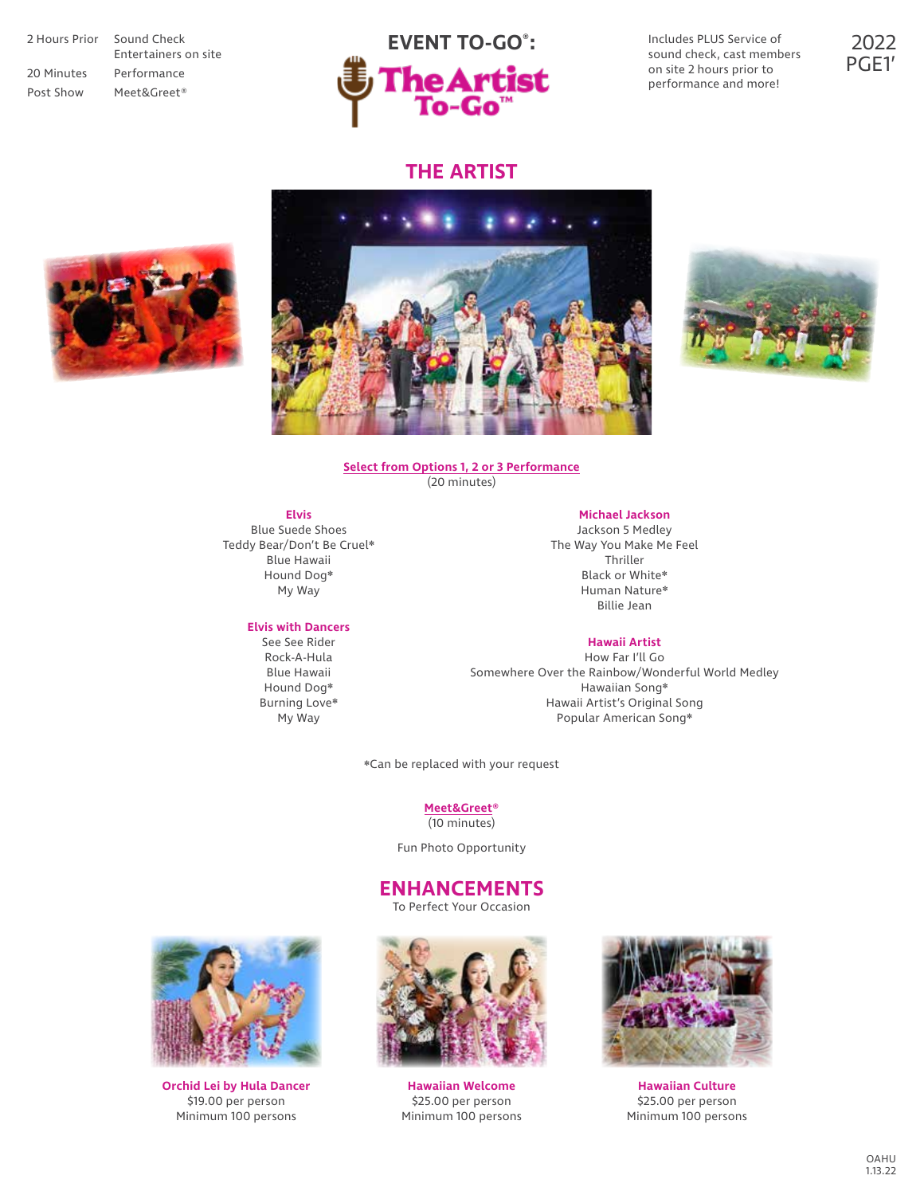| | |
|---|---|
| 2 Hours Prior | Sound Check<br>Entertainers on site |
| 20 Minutes | Performance |
| Post Show | Meet&Greet® |

# EVENT TO-GO®: The Artist To-Go™

Includes PLUS Service of sound check, cast members on site 2 hours prior to performance and more!

2022
PGE1'

## THE ARTIST

**Select from Options 1, 2 or 3 Performance**
(20 minutes)

**Elvis**
Blue Suede Shoes
Teddy Bear/Don't Be Cruel*
Blue Hawaii
Hound Dog*
My Way

**Elvis with Dancers**
See See Rider
Rock-A-Hula
Blue Hawaii
Hound Dog*
Burning Love*
My Way

**Michael Jackson**
Jackson 5 Medley
The Way You Make Me Feel
Thriller
Black or White*
Human Nature*
Billie Jean

**Hawaii Artist**
How Far I'll Go
Somewhere Over the Rainbow/Wonderful World Medley
Hawaiian Song*
Hawaii Artist's Original Song
Popular American Song*

*Can be replaced with your request

**Meet&Greet®**
(10 minutes)

Fun Photo Opportunity

## ENHANCEMENTS

To Perfect Your Occasion

**Orchid Lei by Hula Dancer**
$19.00 per person
Minimum 100 persons

**Hawaiian Welcome**
$25.00 per person
Minimum 100 persons

**Hawaiian Culture**
$25.00 per person
Minimum 100 persons

OAHU
1.13.22